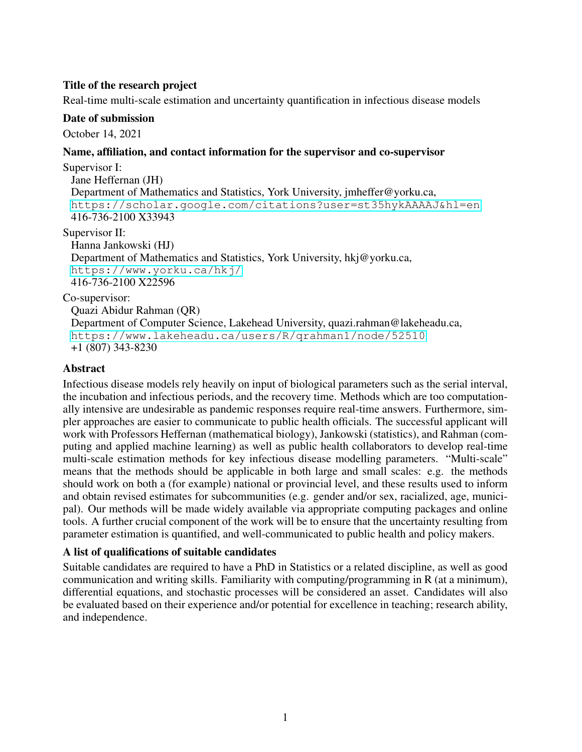## Title of the research project

Real-time multi-scale estimation and uncertainty quantification in infectious disease models

## Date of submission

October 14, 2021

## Name, affiliation, and contact information for the supervisor and co-supervisor

Supervisor I:
Jane Heffernan (JH)
Department of Mathematics and Statistics, York University, jmheffer@yorku.ca,
https://scholar.google.com/citations?user=st35hykAAAAJ&hl=en
416-736-2100 X33943

Supervisor II:
Hanna Jankowski (HJ)
Department of Mathematics and Statistics, York University, hkj@yorku.ca,
https://www.yorku.ca/hkj/
416-736-2100 X22596

Co-supervisor:
Quazi Abidur Rahman (QR)
Department of Computer Science, Lakehead University, quazi.rahman@lakeheadu.ca,
https://www.lakeheadu.ca/users/R/qrahman1/node/52510
+1 (807) 343-8230

## Abstract

Infectious disease models rely heavily on input of biological parameters such as the serial interval, the incubation and infectious periods, and the recovery time. Methods which are too computationally intensive are undesirable as pandemic responses require real-time answers. Furthermore, simpler approaches are easier to communicate to public health officials. The successful applicant will work with Professors Heffernan (mathematical biology), Jankowski (statistics), and Rahman (computing and applied machine learning) as well as public health collaborators to develop real-time multi-scale estimation methods for key infectious disease modelling parameters. "Multi-scale" means that the methods should be applicable in both large and small scales: e.g. the methods should work on both a (for example) national or provincial level, and these results used to inform and obtain revised estimates for subcommunities (e.g. gender and/or sex, racialized, age, municipal). Our methods will be made widely available via appropriate computing packages and online tools. A further crucial component of the work will be to ensure that the uncertainty resulting from parameter estimation is quantified, and well-communicated to public health and policy makers.

## A list of qualifications of suitable candidates

Suitable candidates are required to have a PhD in Statistics or a related discipline, as well as good communication and writing skills. Familiarity with computing/programming in R (at a minimum), differential equations, and stochastic processes will be considered an asset. Candidates will also be evaluated based on their experience and/or potential for excellence in teaching; research ability, and independence.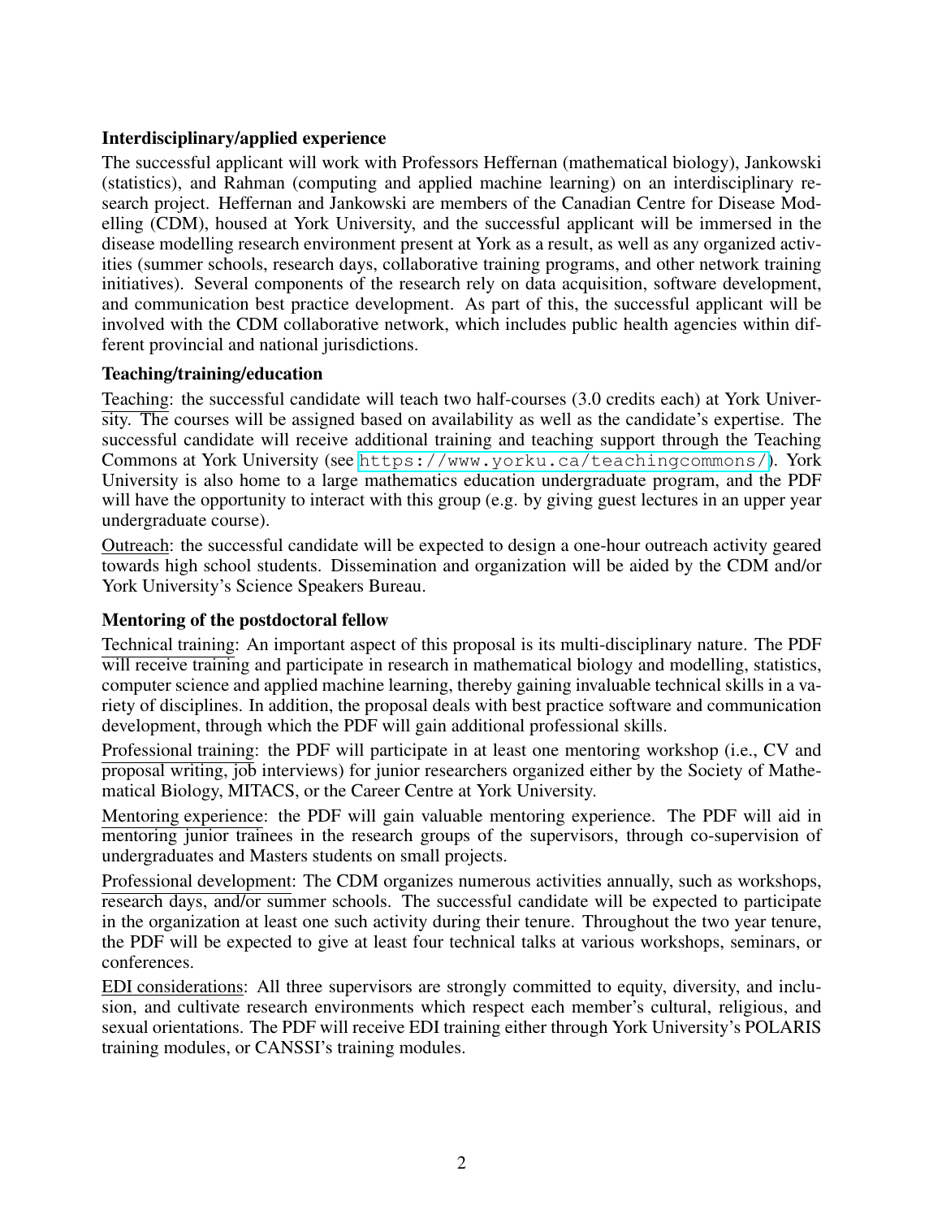**Interdisciplinary/applied experience**

The successful applicant will work with Professors Heffernan (mathematical biology), Jankowski (statistics), and Rahman (computing and applied machine learning) on an interdisciplinary research project. Heffernan and Jankowski are members of the Canadian Centre for Disease Modelling (CDM), housed at York University, and the successful applicant will be immersed in the disease modelling research environment present at York as a result, as well as any organized activities (summer schools, research days, collaborative training programs, and other network training initiatives). Several components of the research rely on data acquisition, software development, and communication best practice development. As part of this, the successful applicant will be involved with the CDM collaborative network, which includes public health agencies within different provincial and national jurisdictions.

**Teaching/training/education**

Teaching: the successful candidate will teach two half-courses (3.0 credits each) at York University. The courses will be assigned based on availability as well as the candidate's expertise. The successful candidate will receive additional training and teaching support through the Teaching Commons at York University (see https://www.yorku.ca/teachingcommons/). York University is also home to a large mathematics education undergraduate program, and the PDF will have the opportunity to interact with this group (e.g. by giving guest lectures in an upper year undergraduate course).

Outreach: the successful candidate will be expected to design a one-hour outreach activity geared towards high school students. Dissemination and organization will be aided by the CDM and/or York University's Science Speakers Bureau.

**Mentoring of the postdoctoral fellow**

Technical training: An important aspect of this proposal is its multi-disciplinary nature. The PDF will receive training and participate in research in mathematical biology and modelling, statistics, computer science and applied machine learning, thereby gaining invaluable technical skills in a variety of disciplines. In addition, the proposal deals with best practice software and communication development, through which the PDF will gain additional professional skills.

Professional training: the PDF will participate in at least one mentoring workshop (i.e., CV and proposal writing, job interviews) for junior researchers organized either by the Society of Mathematical Biology, MITACS, or the Career Centre at York University.

Mentoring experience: the PDF will gain valuable mentoring experience. The PDF will aid in mentoring junior trainees in the research groups of the supervisors, through co-supervision of undergraduates and Masters students on small projects.

Professional development: The CDM organizes numerous activities annually, such as workshops, research days, and/or summer schools. The successful candidate will be expected to participate in the organization at least one such activity during their tenure. Throughout the two year tenure, the PDF will be expected to give at least four technical talks at various workshops, seminars, or conferences.

EDI considerations: All three supervisors are strongly committed to equity, diversity, and inclusion, and cultivate research environments which respect each member's cultural, religious, and sexual orientations. The PDF will receive EDI training either through York University's POLARIS training modules, or CANSSI's training modules.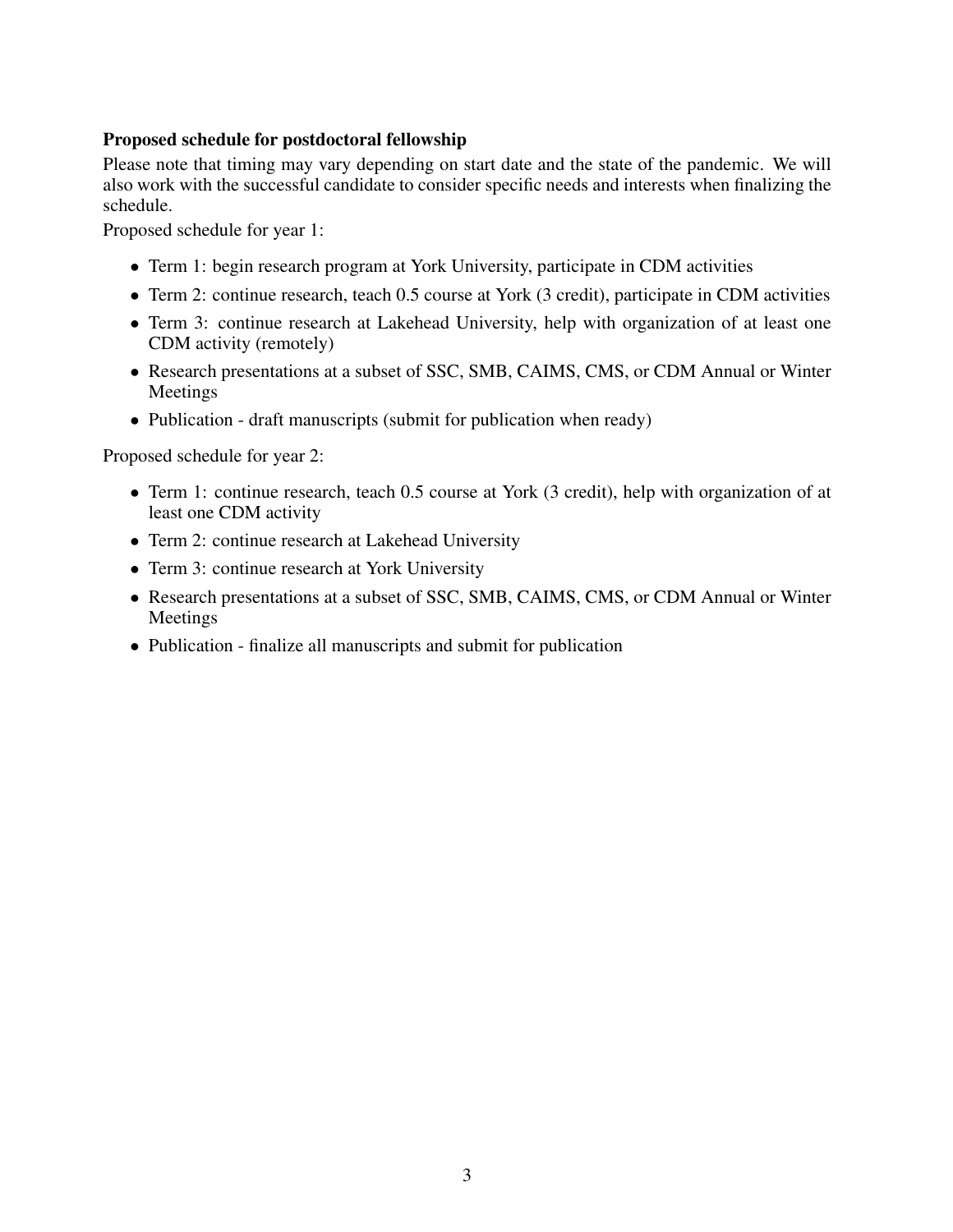**Proposed schedule for postdoctoral fellowship**

Please note that timing may vary depending on start date and the state of the pandemic. We will also work with the successful candidate to consider specific needs and interests when finalizing the schedule.

Proposed schedule for year 1:

- Term 1: begin research program at York University, participate in CDM activities
- Term 2: continue research, teach 0.5 course at York (3 credit), participate in CDM activities
- Term 3: continue research at Lakehead University, help with organization of at least one CDM activity (remotely)
- Research presentations at a subset of SSC, SMB, CAIMS, CMS, or CDM Annual or Winter Meetings
- Publication - draft manuscripts (submit for publication when ready)

Proposed schedule for year 2:

- Term 1: continue research, teach 0.5 course at York (3 credit), help with organization of at least one CDM activity
- Term 2: continue research at Lakehead University
- Term 3: continue research at York University
- Research presentations at a subset of SSC, SMB, CAIMS, CMS, or CDM Annual or Winter Meetings
- Publication - finalize all manuscripts and submit for publication